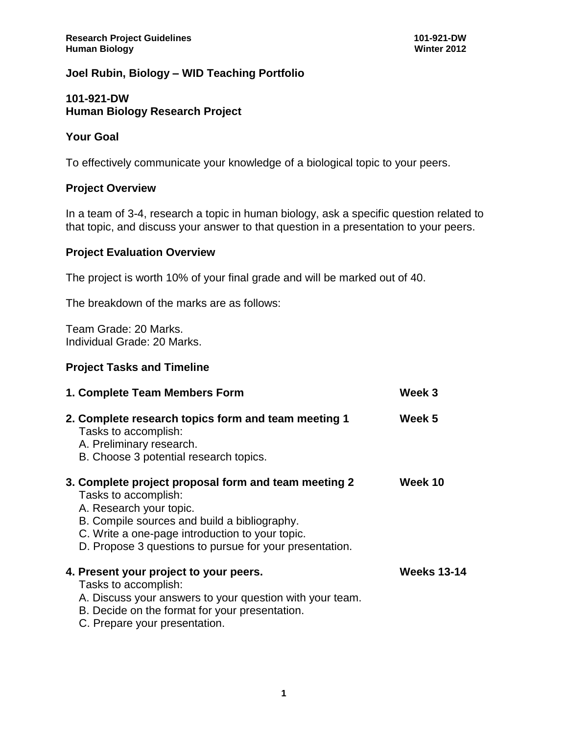**Joel Rubin, Biology – WID Teaching Portfolio**

## 101-921-DW
## Human Biology Research Project

### Your Goal

To effectively communicate your knowledge of a biological topic to your peers.

### Project Overview

In a team of 3-4, research a topic in human biology, ask a specific question related to that topic, and discuss your answer to that question in a presentation to your peers.

### Project Evaluation Overview

The project is worth 10% of your final grade and will be marked out of 40.

The breakdown of the marks are as follows:

Team Grade: 20 Marks.
Individual Grade: 20 Marks.

### Project Tasks and Timeline

**1. Complete Team Members Form** — **Week 3**

**2. Complete research topics form and team meeting 1** — **Week 5**

Tasks to accomplish:
- A. Preliminary research.
- B. Choose 3 potential research topics.

**3. Complete project proposal form and team meeting 2** — **Week 10**

Tasks to accomplish:
- A. Research your topic.
- B. Compile sources and build a bibliography.
- C. Write a one-page introduction to your topic.
- D. Propose 3 questions to pursue for your presentation.

**4. Present your project to your peers.** — **Weeks 13-14**

Tasks to accomplish:
- A. Discuss your answers to your question with your team.
- B. Decide on the format for your presentation.
- C. Prepare your presentation.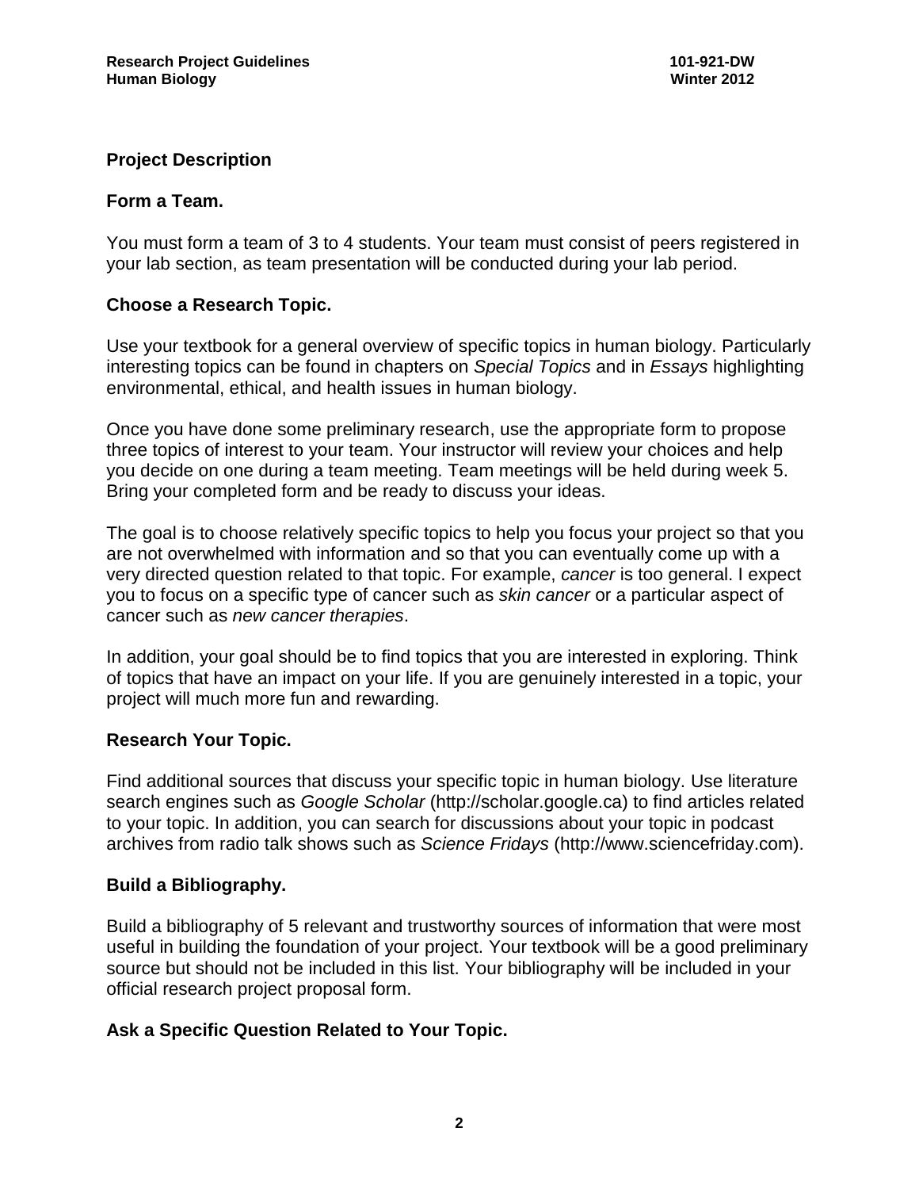## Project Description

### Form a Team.

You must form a team of 3 to 4 students. Your team must consist of peers registered in your lab section, as team presentation will be conducted during your lab period.

### Choose a Research Topic.

Use your textbook for a general overview of specific topics in human biology. Particularly interesting topics can be found in chapters on *Special Topics* and in *Essays* highlighting environmental, ethical, and health issues in human biology.

Once you have done some preliminary research, use the appropriate form to propose three topics of interest to your team. Your instructor will review your choices and help you decide on one during a team meeting. Team meetings will be held during week 5. Bring your completed form and be ready to discuss your ideas.

The goal is to choose relatively specific topics to help you focus your project so that you are not overwhelmed with information and so that you can eventually come up with a very directed question related to that topic. For example, *cancer* is too general. I expect you to focus on a specific type of cancer such as *skin cancer* or a particular aspect of cancer such as *new cancer therapies*.

In addition, your goal should be to find topics that you are interested in exploring. Think of topics that have an impact on your life. If you are genuinely interested in a topic, your project will much more fun and rewarding.

### Research Your Topic.

Find additional sources that discuss your specific topic in human biology. Use literature search engines such as *Google Scholar* (http://scholar.google.ca) to find articles related to your topic. In addition, you can search for discussions about your topic in podcast archives from radio talk shows such as *Science Fridays* (http://www.sciencefriday.com).

### Build a Bibliography.

Build a bibliography of 5 relevant and trustworthy sources of information that were most useful in building the foundation of your project. Your textbook will be a good preliminary source but should not be included in this list. Your bibliography will be included in your official research project proposal form.

### Ask a Specific Question Related to Your Topic.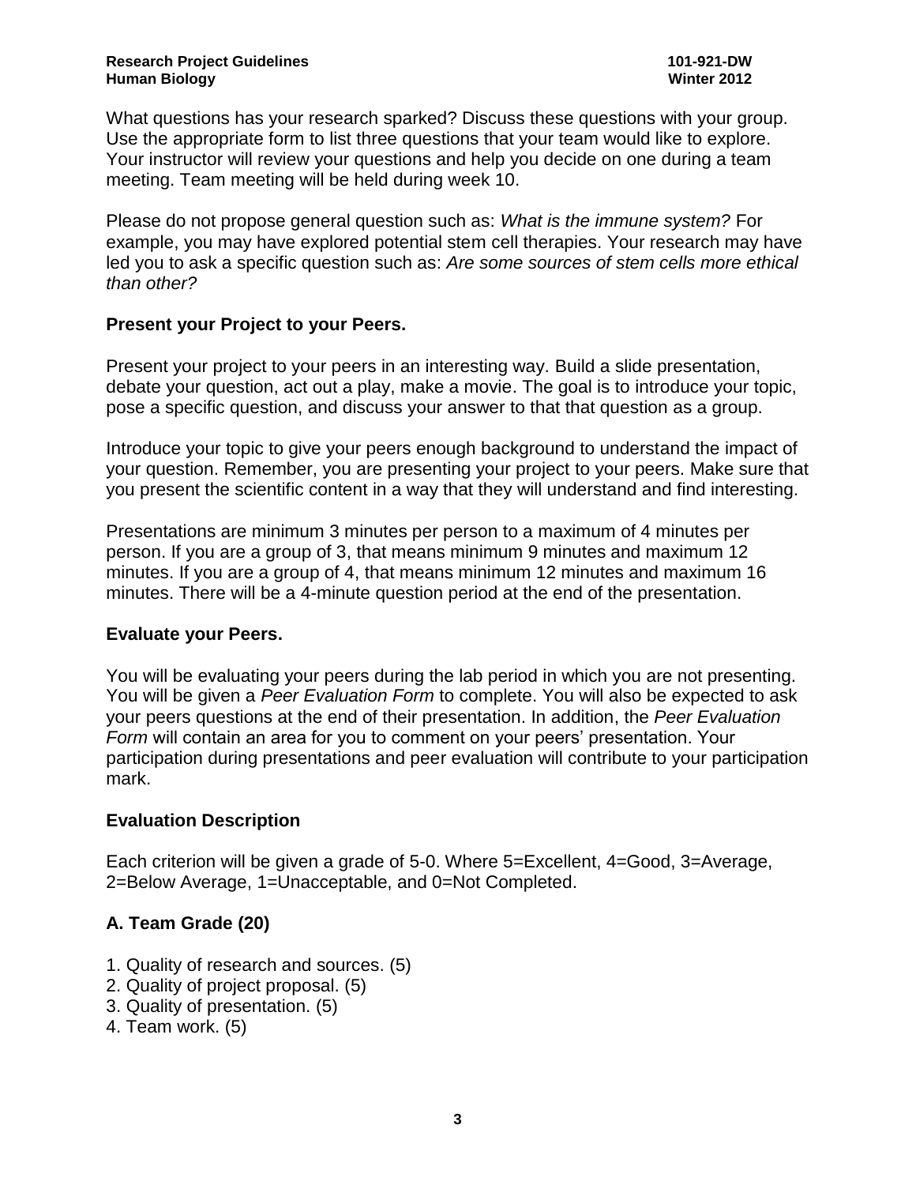What questions has your research sparked? Discuss these questions with your group. Use the appropriate form to list three questions that your team would like to explore. Your instructor will review your questions and help you decide on one during a team meeting. Team meeting will be held during week 10.

Please do not propose general question such as: *What is the immune system?* For example, you may have explored potential stem cell therapies. Your research may have led you to ask a specific question such as: *Are some sources of stem cells more ethical than other?*

## Present your Project to your Peers.

Present your project to your peers in an interesting way. Build a slide presentation, debate your question, act out a play, make a movie. The goal is to introduce your topic, pose a specific question, and discuss your answer to that that question as a group.

Introduce your topic to give your peers enough background to understand the impact of your question. Remember, you are presenting your project to your peers. Make sure that you present the scientific content in a way that they will understand and find interesting.

Presentations are minimum 3 minutes per person to a maximum of 4 minutes per person. If you are a group of 3, that means minimum 9 minutes and maximum 12 minutes. If you are a group of 4, that means minimum 12 minutes and maximum 16 minutes. There will be a 4-minute question period at the end of the presentation.

## Evaluate your Peers.

You will be evaluating your peers during the lab period in which you are not presenting. You will be given a *Peer Evaluation Form* to complete. You will also be expected to ask your peers questions at the end of their presentation. In addition, the *Peer Evaluation Form* will contain an area for you to comment on your peers' presentation. Your participation during presentations and peer evaluation will contribute to your participation mark.

## Evaluation Description

Each criterion will be given a grade of 5-0. Where 5=Excellent, 4=Good, 3=Average, 2=Below Average, 1=Unacceptable, and 0=Not Completed.

## A. Team Grade (20)

1. Quality of research and sources. (5)
2. Quality of project proposal. (5)
3. Quality of presentation. (5)
4. Team work. (5)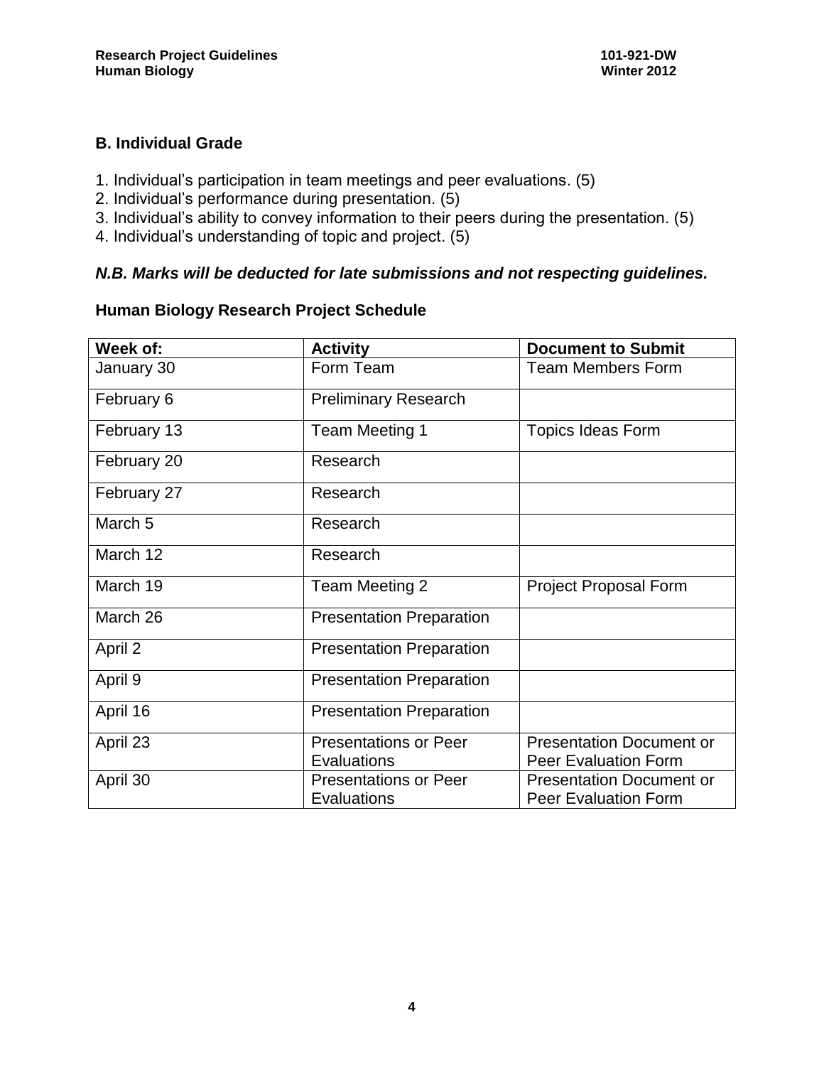## B. Individual Grade

1. Individual’s participation in team meetings and peer evaluations. (5)
2. Individual’s performance during presentation. (5)
3. Individual’s ability to convey information to their peers during the presentation. (5)
4. Individual’s understanding of topic and project. (5)

***N.B. Marks will be deducted for late submissions and not respecting guidelines.***

### Human Biology Research Project Schedule

| Week of: | Activity | Document to Submit |
|---|---|---|
| January 30 | Form Team | Team Members Form |
| February 6 | Preliminary Research | |
| February 13 | Team Meeting 1 | Topics Ideas Form |
| February 20 | Research | |
| February 27 | Research | |
| March 5 | Research | |
| March 12 | Research | |
| March 19 | Team Meeting 2 | Project Proposal Form |
| March 26 | Presentation Preparation | |
| April 2 | Presentation Preparation | |
| April 9 | Presentation Preparation | |
| April 16 | Presentation Preparation | |
| April 23 | Presentations or Peer Evaluations | Presentation Document or Peer Evaluation Form |
| April 30 | Presentations or Peer Evaluations | Presentation Document or Peer Evaluation Form |